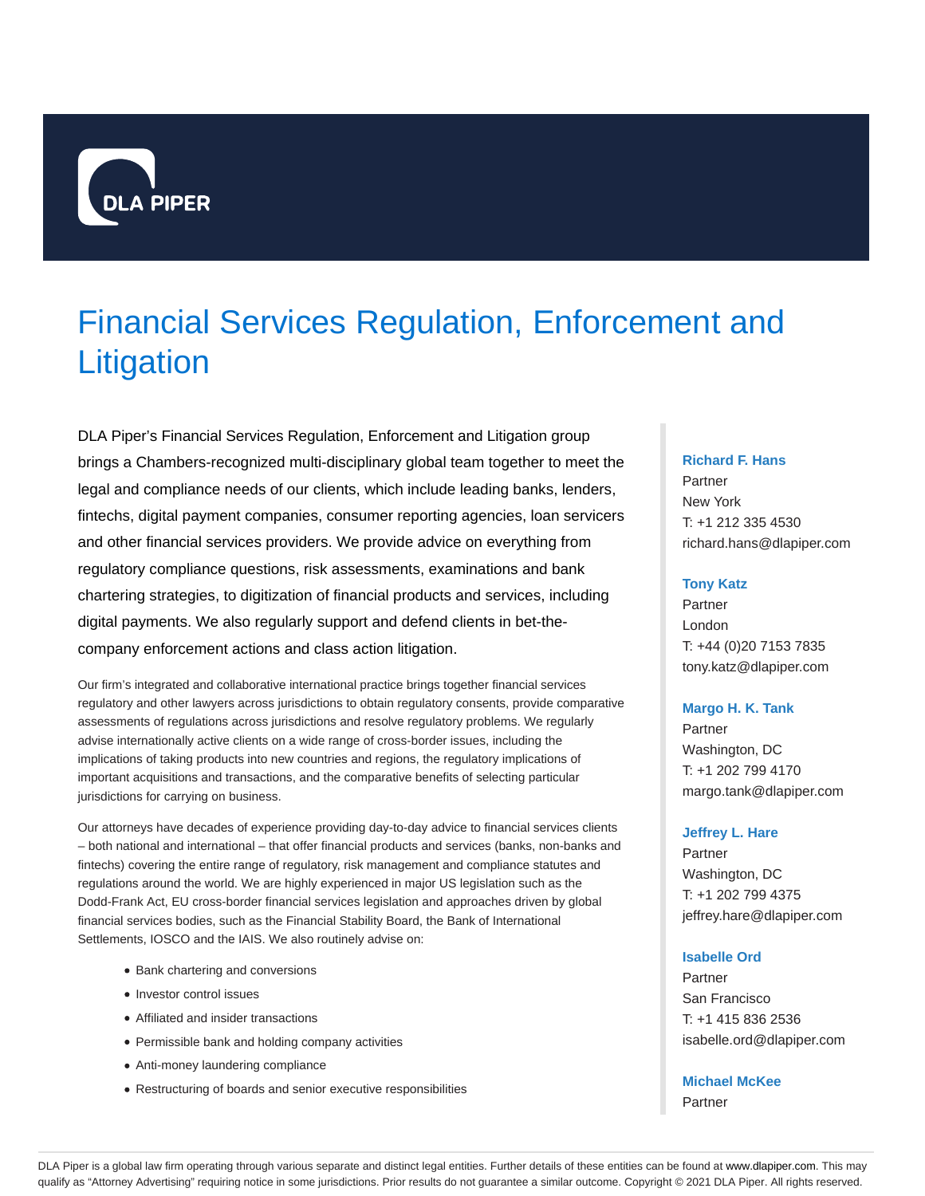# Financial Services Regulation, Enforcement and Litigation

DLA Piper's Financial Services Regulation, Enforcement and Litigation group brings a Chambers-recognized multi-disciplinary global team together to meet the legal and compliance needs of our clients, which include leading banks, lenders, fintechs, digital payment companies, consumer reporting agencies, loan servicers and other financial services providers. We provide advice on everything from regulatory compliance questions, risk assessments, examinations and bank chartering strategies, to digitization of financial products and services, including digital payments. We also regularly support and defend clients in bet-the-company enforcement actions and class action litigation.

Our firm's integrated and collaborative international practice brings together financial services regulatory and other lawyers across jurisdictions to obtain regulatory consents, provide comparative assessments of regulations across jurisdictions and resolve regulatory problems. We regularly advise internationally active clients on a wide range of cross-border issues, including the implications of taking products into new countries and regions, the regulatory implications of important acquisitions and transactions, and the comparative benefits of selecting particular jurisdictions for carrying on business.

Our attorneys have decades of experience providing day-to-day advice to financial services clients – both national and international – that offer financial products and services (banks, non-banks and fintechs) covering the entire range of regulatory, risk management and compliance statutes and regulations around the world. We are highly experienced in major US legislation such as the Dodd-Frank Act, EU cross-border financial services legislation and approaches driven by global financial services bodies, such as the Financial Stability Board, the Bank of International Settlements, IOSCO and the IAIS. We also routinely advise on:

- Bank chartering and conversions
- Investor control issues
- Affiliated and insider transactions
- Permissible bank and holding company activities
- Anti-money laundering compliance
- Restructuring of boards and senior executive responsibilities

**Richard F. Hans**
Partner
New York
T: +1 212 335 4530
richard.hans@dlapiper.com

**Tony Katz**
Partner
London
T: +44 (0)20 7153 7835
tony.katz@dlapiper.com

**Margo H. K. Tank**
Partner
Washington, DC
T: +1 202 799 4170
margo.tank@dlapiper.com

**Jeffrey L. Hare**
Partner
Washington, DC
T: +1 202 799 4375
jeffrey.hare@dlapiper.com

**Isabelle Ord**
Partner
San Francisco
T: +1 415 836 2536
isabelle.ord@dlapiper.com

**Michael McKee**
Partner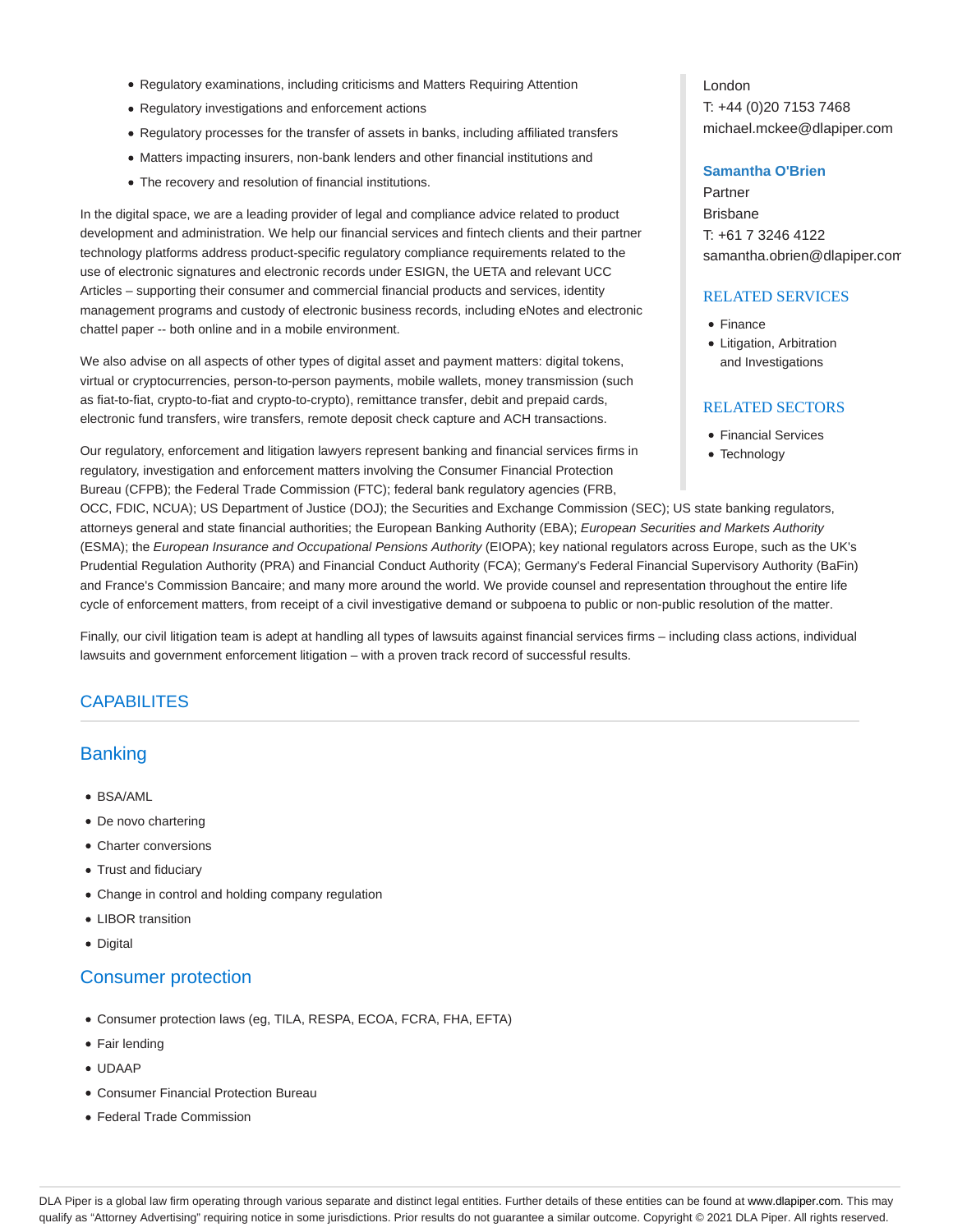- Regulatory examinations, including criticisms and Matters Requiring Attention
- Regulatory investigations and enforcement actions
- Regulatory processes for the transfer of assets in banks, including affiliated transfers
- Matters impacting insurers, non-bank lenders and other financial institutions and
- The recovery and resolution of financial institutions.

In the digital space, we are a leading provider of legal and compliance advice related to product development and administration. We help our financial services and fintech clients and their partner technology platforms address product-specific regulatory compliance requirements related to the use of electronic signatures and electronic records under ESIGN, the UETA and relevant UCC Articles – supporting their consumer and commercial financial products and services, identity management programs and custody of electronic business records, including eNotes and electronic chattel paper -- both online and in a mobile environment.

We also advise on all aspects of other types of digital asset and payment matters: digital tokens, virtual or cryptocurrencies, person-to-person payments, mobile wallets, money transmission (such as fiat-to-fiat, crypto-to-fiat and crypto-to-crypto), remittance transfer, debit and prepaid cards, electronic fund transfers, wire transfers, remote deposit check capture and ACH transactions.

Our regulatory, enforcement and litigation lawyers represent banking and financial services firms in regulatory, investigation and enforcement matters involving the Consumer Financial Protection Bureau (CFPB); the Federal Trade Commission (FTC); federal bank regulatory agencies (FRB, OCC, FDIC, NCUA); US Department of Justice (DOJ); the Securities and Exchange Commission (SEC); US state banking regulators, attorneys general and state financial authorities; the European Banking Authority (EBA); *European Securities and Markets Authority* (ESMA); the *European Insurance and Occupational Pensions Authority* (EIOPA); key national regulators across Europe, such as the UK's Prudential Regulation Authority (PRA) and Financial Conduct Authority (FCA); Germany's Federal Financial Supervisory Authority (BaFin) and France's Commission Bancaire; and many more around the world. We provide counsel and representation throughout the entire life cycle of enforcement matters, from receipt of a civil investigative demand or subpoena to public or non-public resolution of the matter.

Finally, our civil litigation team is adept at handling all types of lawsuits against financial services firms – including class actions, individual lawsuits and government enforcement litigation – with a proven track record of successful results.

London
T: +44 (0)20 7153 7468
michael.mckee@dlapiper.com

**Samantha O'Brien**
Partner
Brisbane
T: +61 7 3246 4122
samantha.obrien@dlapiper.com

## RELATED SERVICES

- Finance
- Litigation, Arbitration and Investigations

## RELATED SECTORS

- Financial Services
- Technology

## CAPABILITES

### Banking

- BSA/AML
- De novo chartering
- Charter conversions
- Trust and fiduciary
- Change in control and holding company regulation
- LIBOR transition
- Digital

### Consumer protection

- Consumer protection laws (eg, TILA, RESPA, ECOA, FCRA, FHA, EFTA)
- Fair lending
- UDAAP
- Consumer Financial Protection Bureau
- Federal Trade Commission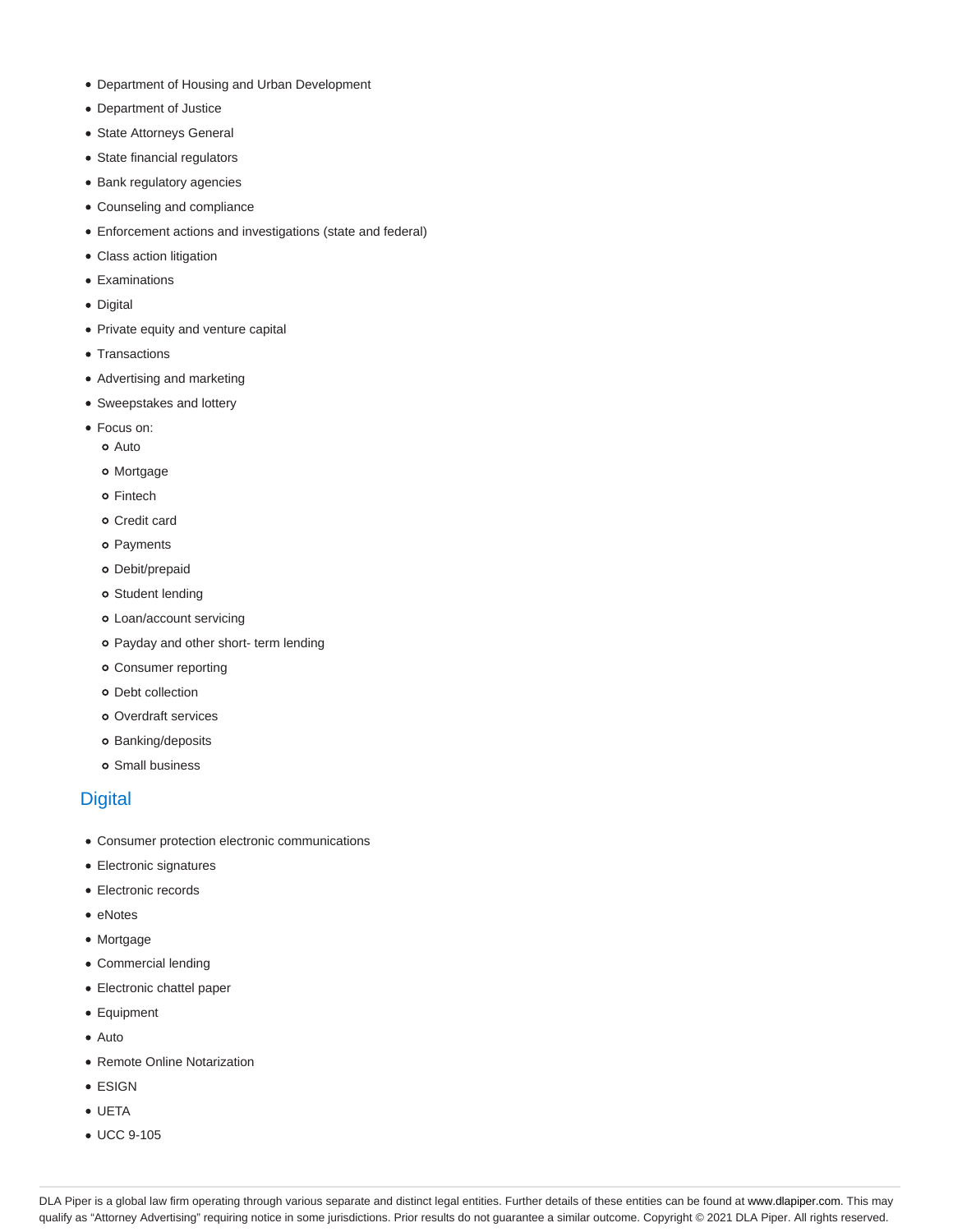- Department of Housing and Urban Development
- Department of Justice
- State Attorneys General
- State financial regulators
- Bank regulatory agencies
- Counseling and compliance
- Enforcement actions and investigations (state and federal)
- Class action litigation
- Examinations
- Digital
- Private equity and venture capital
- Transactions
- Advertising and marketing
- Sweepstakes and lottery
- Focus on:
  - Auto
  - Mortgage
  - Fintech
  - Credit card
  - Payments
  - Debit/prepaid
  - Student lending
  - Loan/account servicing
  - Payday and other short- term lending
  - Consumer reporting
  - Debt collection
  - Overdraft services
  - Banking/deposits
  - Small business

## Digital

- Consumer protection electronic communications
- Electronic signatures
- Electronic records
- eNotes
- Mortgage
- Commercial lending
- Electronic chattel paper
- Equipment
- Auto
- Remote Online Notarization
- ESIGN
- UETA
- UCC 9-105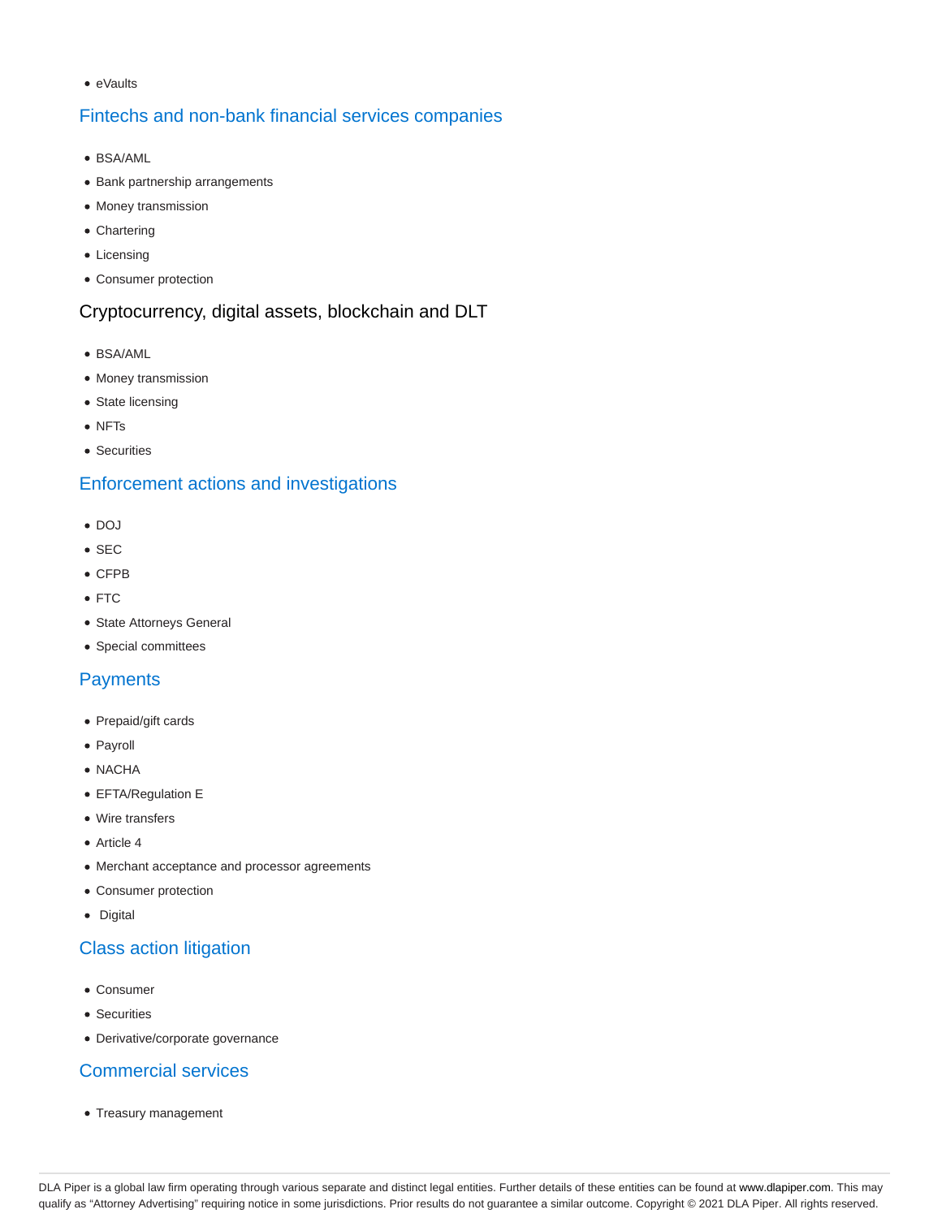- eVaults

## Fintechs and non-bank financial services companies

- BSA/AML
- Bank partnership arrangements
- Money transmission
- Chartering
- Licensing
- Consumer protection

## Cryptocurrency, digital assets, blockchain and DLT

- BSA/AML
- Money transmission
- State licensing
- NFTs
- Securities

## Enforcement actions and investigations

- DOJ
- SEC
- CFPB
- FTC
- State Attorneys General
- Special committees

## Payments

- Prepaid/gift cards
- Payroll
- NACHA
- EFTA/Regulation E
- Wire transfers
- Article 4
- Merchant acceptance and processor agreements
- Consumer protection
- Digital

## Class action litigation

- Consumer
- Securities
- Derivative/corporate governance

## Commercial services

- Treasury management

DLA Piper is a global law firm operating through various separate and distinct legal entities. Further details of these entities can be found at www.dlapiper.com. This may qualify as "Attorney Advertising" requiring notice in some jurisdictions. Prior results do not guarantee a similar outcome. Copyright © 2021 DLA Piper. All rights reserved.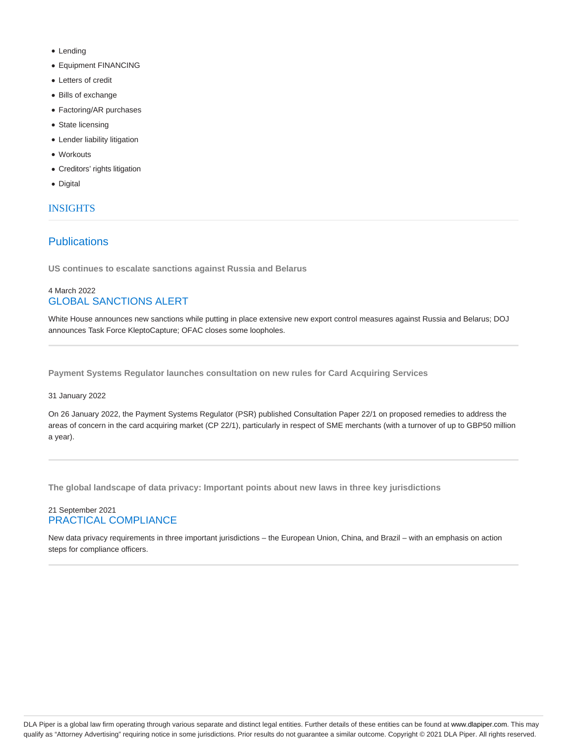- Lending
- Equipment FINANCING
- Letters of credit
- Bills of exchange
- Factoring/AR purchases
- State licensing
- Lender liability litigation
- Workouts
- Creditors' rights litigation
- Digital

## INSIGHTS

### Publications

**US continues to escalate sanctions against Russia and Belarus**

4 March 2022

GLOBAL SANCTIONS ALERT

White House announces new sanctions while putting in place extensive new export control measures against Russia and Belarus; DOJ announces Task Force KleptoCapture; OFAC closes some loopholes.

---

**Payment Systems Regulator launches consultation on new rules for Card Acquiring Services**

31 January 2022

On 26 January 2022, the Payment Systems Regulator (PSR) published Consultation Paper 22/1 on proposed remedies to address the areas of concern in the card acquiring market (CP 22/1), particularly in respect of SME merchants (with a turnover of up to GBP50 million a year).

---

**The global landscape of data privacy: Important points about new laws in three key jurisdictions**

21 September 2021

PRACTICAL COMPLIANCE

New data privacy requirements in three important jurisdictions – the European Union, China, and Brazil – with an emphasis on action steps for compliance officers.

---

DLA Piper is a global law firm operating through various separate and distinct legal entities. Further details of these entities can be found at www.dlapiper.com. This may qualify as "Attorney Advertising" requiring notice in some jurisdictions. Prior results do not guarantee a similar outcome. Copyright © 2021 DLA Piper. All rights reserved.